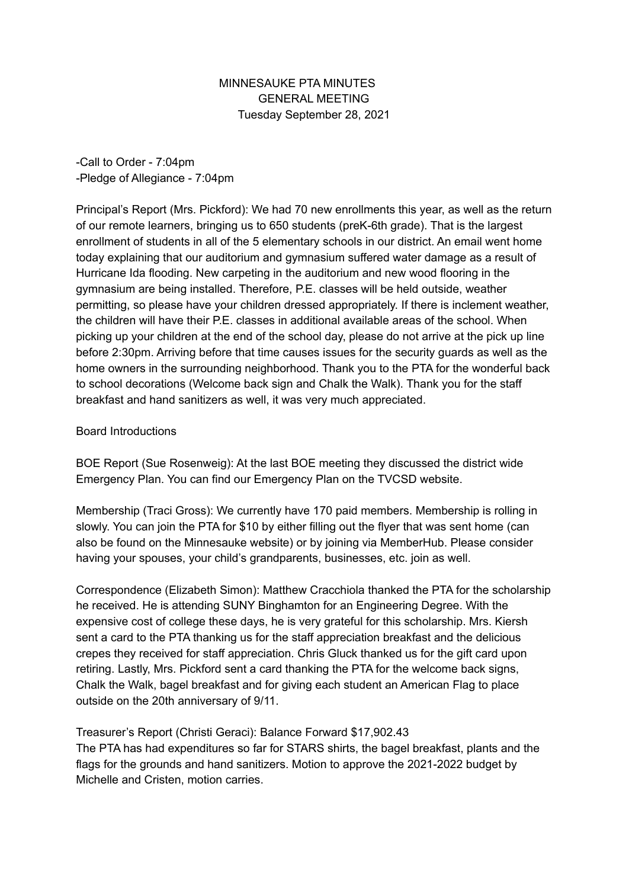# MINNESAUKE PTA MINUTES
## GENERAL MEETING
### Tuesday September 28, 2021

-Call to Order - 7:04pm
-Pledge of Allegiance - 7:04pm

Principal's Report (Mrs. Pickford): We had 70 new enrollments this year, as well as the return of our remote learners, bringing us to 650 students (preK-6th grade). That is the largest enrollment of students in all of the 5 elementary schools in our district. An email went home today explaining that our auditorium and gymnasium suffered water damage as a result of Hurricane Ida flooding. New carpeting in the auditorium and new wood flooring in the gymnasium are being installed. Therefore, P.E. classes will be held outside, weather permitting, so please have your children dressed appropriately. If there is inclement weather, the children will have their P.E. classes in additional available areas of the school. When picking up your children at the end of the school day, please do not arrive at the pick up line before 2:30pm. Arriving before that time causes issues for the security guards as well as the home owners in the surrounding neighborhood. Thank you to the PTA for the wonderful back to school decorations (Welcome back sign and Chalk the Walk). Thank you for the staff breakfast and hand sanitizers as well, it was very much appreciated.

Board Introductions

BOE Report (Sue Rosenweig): At the last BOE meeting they discussed the district wide Emergency Plan. You can find our Emergency Plan on the TVCSD website.

Membership (Traci Gross): We currently have 170 paid members. Membership is rolling in slowly. You can join the PTA for $10 by either filling out the flyer that was sent home (can also be found on the Minnesauke website) or by joining via MemberHub. Please consider having your spouses, your child's grandparents, businesses, etc. join as well.

Correspondence (Elizabeth Simon): Matthew Cracchiola thanked the PTA for the scholarship he received. He is attending SUNY Binghamton for an Engineering Degree. With the expensive cost of college these days, he is very grateful for this scholarship. Mrs. Kiersh sent a card to the PTA thanking us for the staff appreciation breakfast and the delicious crepes they received for staff appreciation. Chris Gluck thanked us for the gift card upon retiring. Lastly, Mrs. Pickford sent a card thanking the PTA for the welcome back signs, Chalk the Walk, bagel breakfast and for giving each student an American Flag to place outside on the 20th anniversary of 9/11.

Treasurer's Report (Christi Geraci): Balance Forward $17,902.43
The PTA has had expenditures so far for STARS shirts, the bagel breakfast, plants and the flags for the grounds and hand sanitizers. Motion to approve the 2021-2022 budget by Michelle and Cristen, motion carries.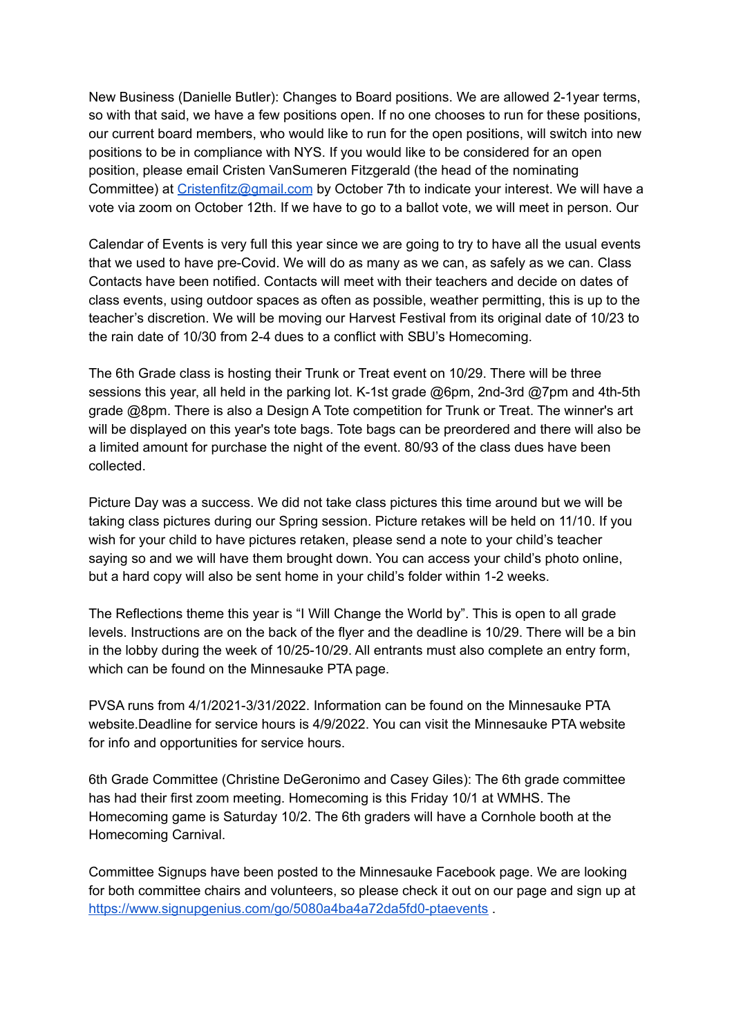New Business (Danielle Butler): Changes to Board positions. We are allowed 2-1year terms, so with that said, we have a few positions open. If no one chooses to run for these positions, our current board members, who would like to run for the open positions, will switch into new positions to be in compliance with NYS. If you would like to be considered for an open position, please email Cristen VanSumeren Fitzgerald (the head of the nominating Committee) at Cristenfitz@gmail.com by October 7th to indicate your interest. We will have a vote via zoom on October 12th. If we have to go to a ballot vote, we will meet in person. Our

Calendar of Events is very full this year since we are going to try to have all the usual events that we used to have pre-Covid. We will do as many as we can, as safely as we can. Class Contacts have been notified. Contacts will meet with their teachers and decide on dates of class events, using outdoor spaces as often as possible, weather permitting, this is up to the teacher's discretion. We will be moving our Harvest Festival from its original date of 10/23 to the rain date of 10/30 from 2-4 dues to a conflict with SBU's Homecoming.

The 6th Grade class is hosting their Trunk or Treat event on 10/29. There will be three sessions this year, all held in the parking lot. K-1st grade @6pm, 2nd-3rd @7pm and 4th-5th grade @8pm. There is also a Design A Tote competition for Trunk or Treat. The winner's art will be displayed on this year's tote bags. Tote bags can be preordered and there will also be a limited amount for purchase the night of the event. 80/93 of the class dues have been collected.

Picture Day was a success. We did not take class pictures this time around but we will be taking class pictures during our Spring session. Picture retakes will be held on 11/10. If you wish for your child to have pictures retaken, please send a note to your child's teacher saying so and we will have them brought down. You can access your child's photo online, but a hard copy will also be sent home in your child's folder within 1-2 weeks.

The Reflections theme this year is "I Will Change the World by". This is open to all grade levels. Instructions are on the back of the flyer and the deadline is 10/29. There will be a bin in the lobby during the week of 10/25-10/29. All entrants must also complete an entry form, which can be found on the Minnesauke PTA page.

PVSA runs from 4/1/2021-3/31/2022. Information can be found on the Minnesauke PTA website.Deadline for service hours is 4/9/2022. You can visit the Minnesauke PTA website for info and opportunities for service hours.

6th Grade Committee (Christine DeGeronimo and Casey Giles): The 6th grade committee has had their first zoom meeting. Homecoming is this Friday 10/1 at WMHS. The Homecoming game is Saturday 10/2. The 6th graders will have a Cornhole booth at the Homecoming Carnival.

Committee Signups have been posted to the Minnesauke Facebook page. We are looking for both committee chairs and volunteers, so please check it out on our page and sign up at https://www.signupgenius.com/go/5080a4ba4a72da5fd0-ptaevents .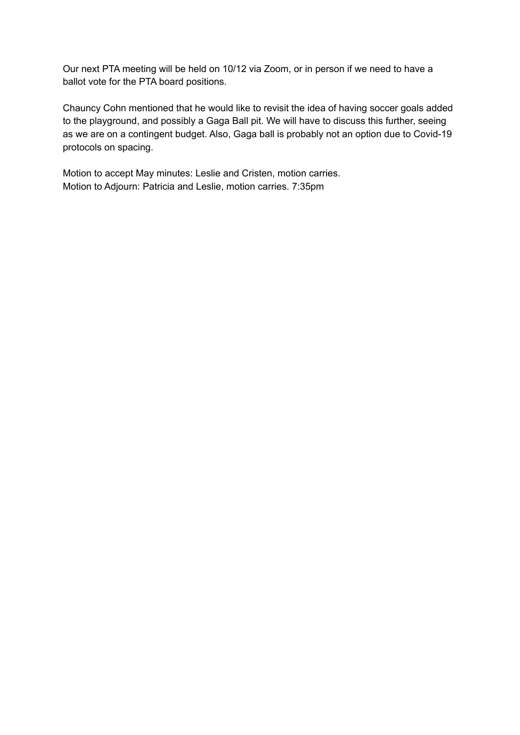Our next PTA meeting will be held on 10/12 via Zoom, or in person if we need to have a ballot vote for the PTA board positions.

Chauncy Cohn mentioned that he would like to revisit the idea of having soccer goals added to the playground, and possibly a Gaga Ball pit. We will have to discuss this further, seeing as we are on a contingent budget. Also, Gaga ball is probably not an option due to Covid-19 protocols on spacing.

Motion to accept May minutes: Leslie and Cristen, motion carries.
Motion to Adjourn: Patricia and Leslie, motion carries. 7:35pm